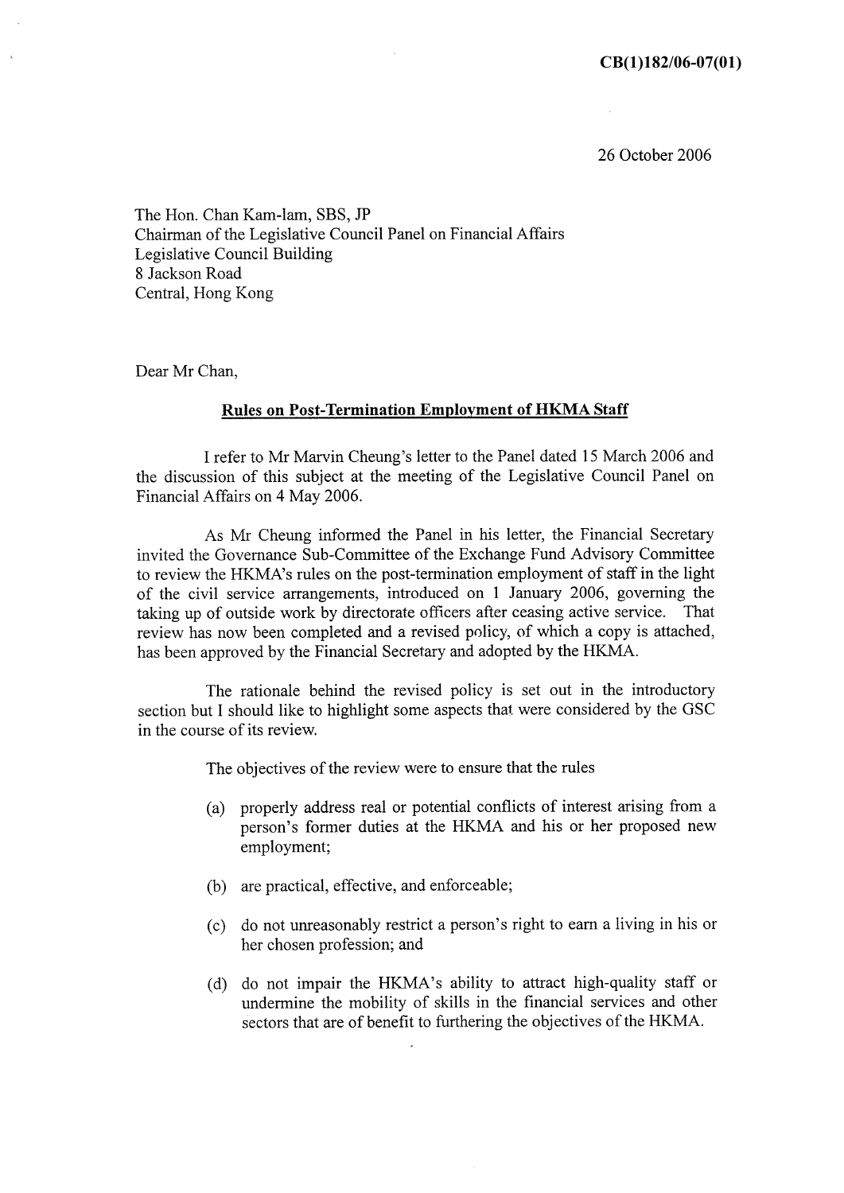CB(1)182/06-07(01)

26 October 2006

The Hon. Chan Kam-lam, SBS, JP
Chairman of the Legislative Council Panel on Financial Affairs
Legislative Council Building
8 Jackson Road
Central, Hong Kong

Dear Mr Chan,

**Rules on Post-Termination Employment of HKMA Staff**

I refer to Mr Marvin Cheung's letter to the Panel dated 15 March 2006 and the discussion of this subject at the meeting of the Legislative Council Panel on Financial Affairs on 4 May 2006.

As Mr Cheung informed the Panel in his letter, the Financial Secretary invited the Governance Sub-Committee of the Exchange Fund Advisory Committee to review the HKMA's rules on the post-termination employment of staff in the light of the civil service arrangements, introduced on 1 January 2006, governing the taking up of outside work by directorate officers after ceasing active service. That review has now been completed and a revised policy, of which a copy is attached, has been approved by the Financial Secretary and adopted by the HKMA.

The rationale behind the revised policy is set out in the introductory section but I should like to highlight some aspects that were considered by the GSC in the course of its review.

The objectives of the review were to ensure that the rules

(a) properly address real or potential conflicts of interest arising from a person's former duties at the HKMA and his or her proposed new employment;

(b) are practical, effective, and enforceable;

(c) do not unreasonably restrict a person's right to earn a living in his or her chosen profession; and

(d) do not impair the HKMA's ability to attract high-quality staff or undermine the mobility of skills in the financial services and other sectors that are of benefit to furthering the objectives of the HKMA.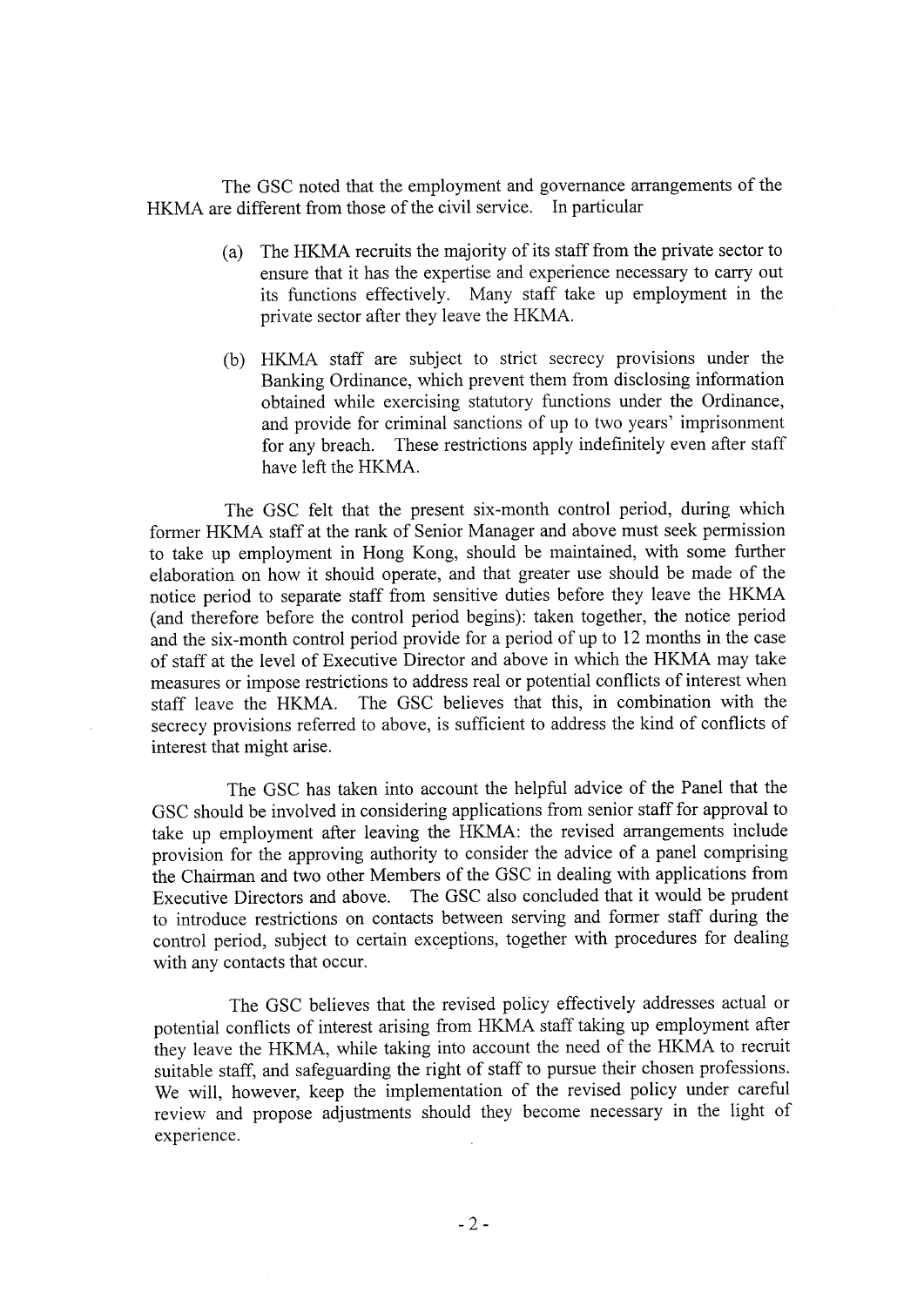The GSC noted that the employment and governance arrangements of the HKMA are different from those of the civil service. In particular

(a) The HKMA recruits the majority of its staff from the private sector to ensure that it has the expertise and experience necessary to carry out its functions effectively. Many staff take up employment in the private sector after they leave the HKMA.

(b) HKMA staff are subject to strict secrecy provisions under the Banking Ordinance, which prevent them from disclosing information obtained while exercising statutory functions under the Ordinance, and provide for criminal sanctions of up to two years' imprisonment for any breach. These restrictions apply indefinitely even after staff have left the HKMA.

The GSC felt that the present six-month control period, during which former HKMA staff at the rank of Senior Manager and above must seek permission to take up employment in Hong Kong, should be maintained, with some further elaboration on how it should operate, and that greater use should be made of the notice period to separate staff from sensitive duties before they leave the HKMA (and therefore before the control period begins): taken together, the notice period and the six-month control period provide for a period of up to 12 months in the case of staff at the level of Executive Director and above in which the HKMA may take measures or impose restrictions to address real or potential conflicts of interest when staff leave the HKMA. The GSC believes that this, in combination with the secrecy provisions referred to above, is sufficient to address the kind of conflicts of interest that might arise.

The GSC has taken into account the helpful advice of the Panel that the GSC should be involved in considering applications from senior staff for approval to take up employment after leaving the HKMA: the revised arrangements include provision for the approving authority to consider the advice of a panel comprising the Chairman and two other Members of the GSC in dealing with applications from Executive Directors and above. The GSC also concluded that it would be prudent to introduce restrictions on contacts between serving and former staff during the control period, subject to certain exceptions, together with procedures for dealing with any contacts that occur.

The GSC believes that the revised policy effectively addresses actual or potential conflicts of interest arising from HKMA staff taking up employment after they leave the HKMA, while taking into account the need of the HKMA to recruit suitable staff, and safeguarding the right of staff to pursue their chosen professions. We will, however, keep the implementation of the revised policy under careful review and propose adjustments should they become necessary in the light of experience.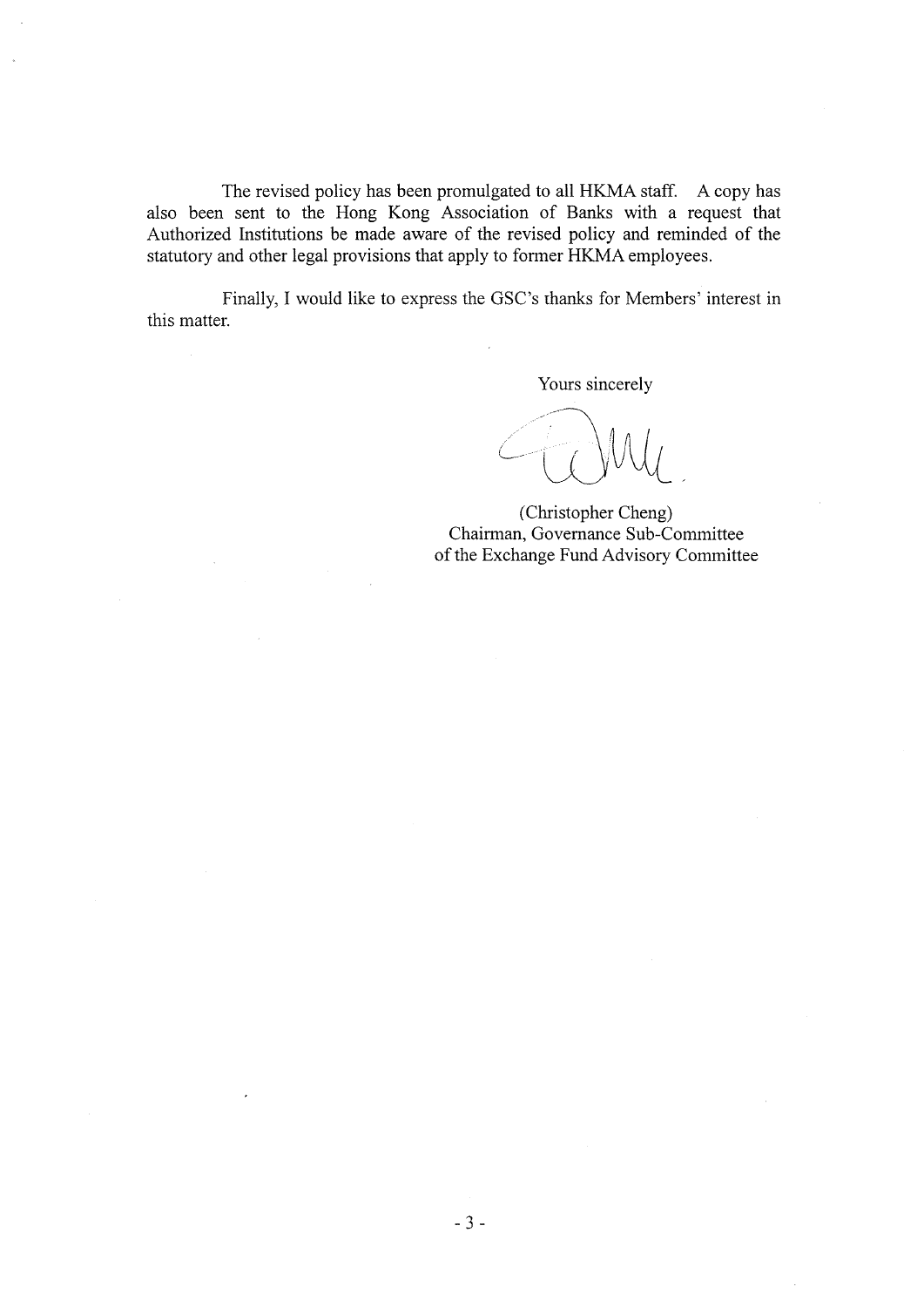The revised policy has been promulgated to all HKMA staff. A copy has also been sent to the Hong Kong Association of Banks with a request that Authorized Institutions be made aware of the revised policy and reminded of the statutory and other legal provisions that apply to former HKMA employees.

Finally, I would like to express the GSC's thanks for Members' interest in this matter.

Yours sincerely

(Christopher Cheng)
Chairman, Governance Sub-Committee
of the Exchange Fund Advisory Committee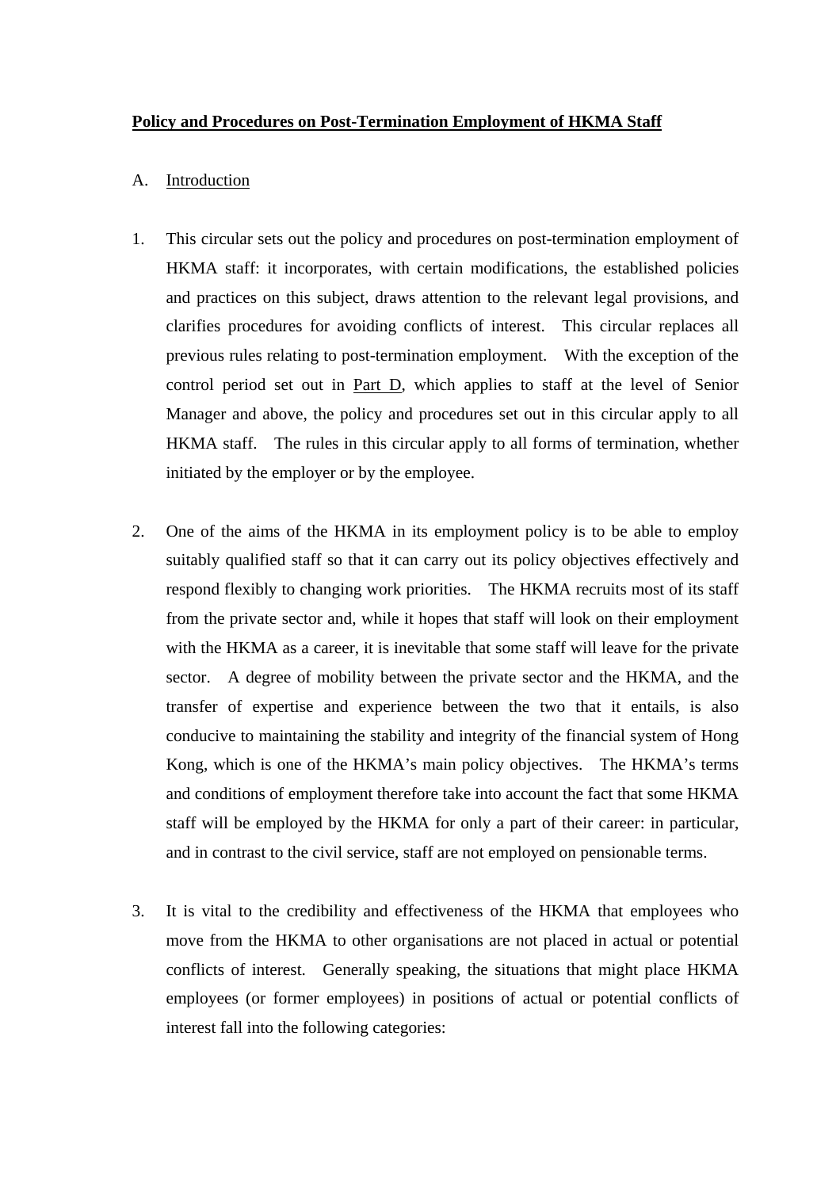**Policy and Procedures on Post-Termination Employment of HKMA Staff**

A. Introduction

1. This circular sets out the policy and procedures on post-termination employment of HKMA staff: it incorporates, with certain modifications, the established policies and practices on this subject, draws attention to the relevant legal provisions, and clarifies procedures for avoiding conflicts of interest. This circular replaces all previous rules relating to post-termination employment. With the exception of the control period set out in Part D, which applies to staff at the level of Senior Manager and above, the policy and procedures set out in this circular apply to all HKMA staff. The rules in this circular apply to all forms of termination, whether initiated by the employer or by the employee.

2. One of the aims of the HKMA in its employment policy is to be able to employ suitably qualified staff so that it can carry out its policy objectives effectively and respond flexibly to changing work priorities. The HKMA recruits most of its staff from the private sector and, while it hopes that staff will look on their employment with the HKMA as a career, it is inevitable that some staff will leave for the private sector. A degree of mobility between the private sector and the HKMA, and the transfer of expertise and experience between the two that it entails, is also conducive to maintaining the stability and integrity of the financial system of Hong Kong, which is one of the HKMA's main policy objectives. The HKMA's terms and conditions of employment therefore take into account the fact that some HKMA staff will be employed by the HKMA for only a part of their career: in particular, and in contrast to the civil service, staff are not employed on pensionable terms.

3. It is vital to the credibility and effectiveness of the HKMA that employees who move from the HKMA to other organisations are not placed in actual or potential conflicts of interest. Generally speaking, the situations that might place HKMA employees (or former employees) in positions of actual or potential conflicts of interest fall into the following categories: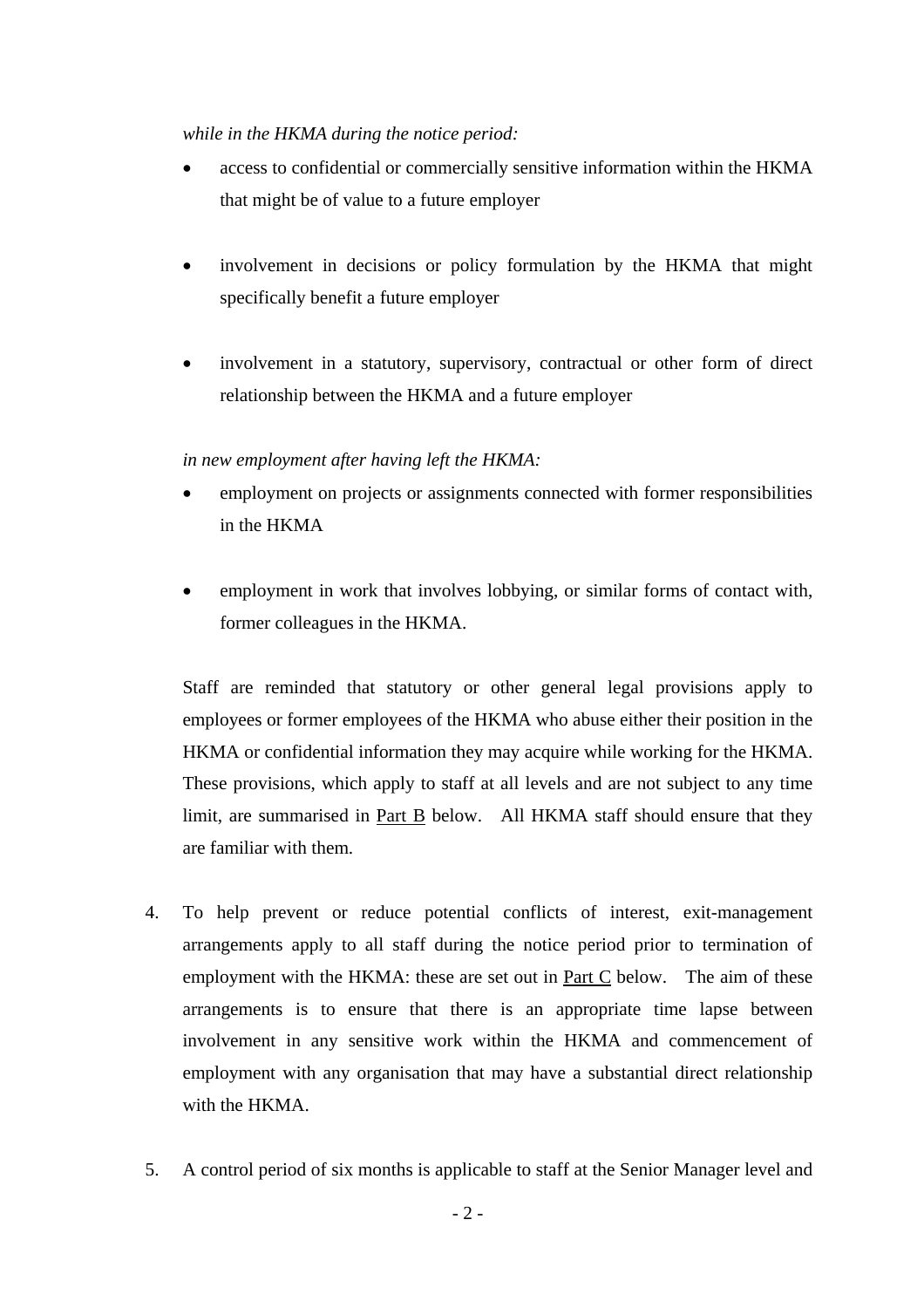*while in the HKMA during the notice period:*

- access to confidential or commercially sensitive information within the HKMA that might be of value to a future employer

- involvement in decisions or policy formulation by the HKMA that might specifically benefit a future employer

- involvement in a statutory, supervisory, contractual or other form of direct relationship between the HKMA and a future employer

*in new employment after having left the HKMA:*

- employment on projects or assignments connected with former responsibilities in the HKMA

- employment in work that involves lobbying, or similar forms of contact with, former colleagues in the HKMA.

Staff are reminded that statutory or other general legal provisions apply to employees or former employees of the HKMA who abuse either their position in the HKMA or confidential information they may acquire while working for the HKMA. These provisions, which apply to staff at all levels and are not subject to any time limit, are summarised in Part B below. All HKMA staff should ensure that they are familiar with them.

4. To help prevent or reduce potential conflicts of interest, exit-management arrangements apply to all staff during the notice period prior to termination of employment with the HKMA: these are set out in Part C below. The aim of these arrangements is to ensure that there is an appropriate time lapse between involvement in any sensitive work within the HKMA and commencement of employment with any organisation that may have a substantial direct relationship with the HKMA.

5. A control period of six months is applicable to staff at the Senior Manager level and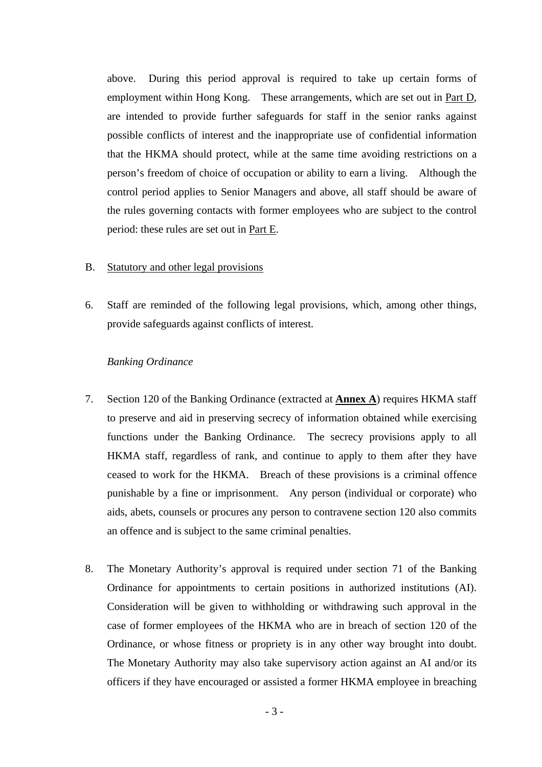above. During this period approval is required to take up certain forms of employment within Hong Kong. These arrangements, which are set out in Part D, are intended to provide further safeguards for staff in the senior ranks against possible conflicts of interest and the inappropriate use of confidential information that the HKMA should protect, while at the same time avoiding restrictions on a person's freedom of choice of occupation or ability to earn a living. Although the control period applies to Senior Managers and above, all staff should be aware of the rules governing contacts with former employees who are subject to the control period: these rules are set out in Part E.

## B. Statutory and other legal provisions

6. Staff are reminded of the following legal provisions, which, among other things, provide safeguards against conflicts of interest.

*Banking Ordinance*

7. Section 120 of the Banking Ordinance (extracted at **Annex A**) requires HKMA staff to preserve and aid in preserving secrecy of information obtained while exercising functions under the Banking Ordinance. The secrecy provisions apply to all HKMA staff, regardless of rank, and continue to apply to them after they have ceased to work for the HKMA. Breach of these provisions is a criminal offence punishable by a fine or imprisonment. Any person (individual or corporate) who aids, abets, counsels or procures any person to contravene section 120 also commits an offence and is subject to the same criminal penalties.

8. The Monetary Authority's approval is required under section 71 of the Banking Ordinance for appointments to certain positions in authorized institutions (AI). Consideration will be given to withholding or withdrawing such approval in the case of former employees of the HKMA who are in breach of section 120 of the Ordinance, or whose fitness or propriety is in any other way brought into doubt. The Monetary Authority may also take supervisory action against an AI and/or its officers if they have encouraged or assisted a former HKMA employee in breaching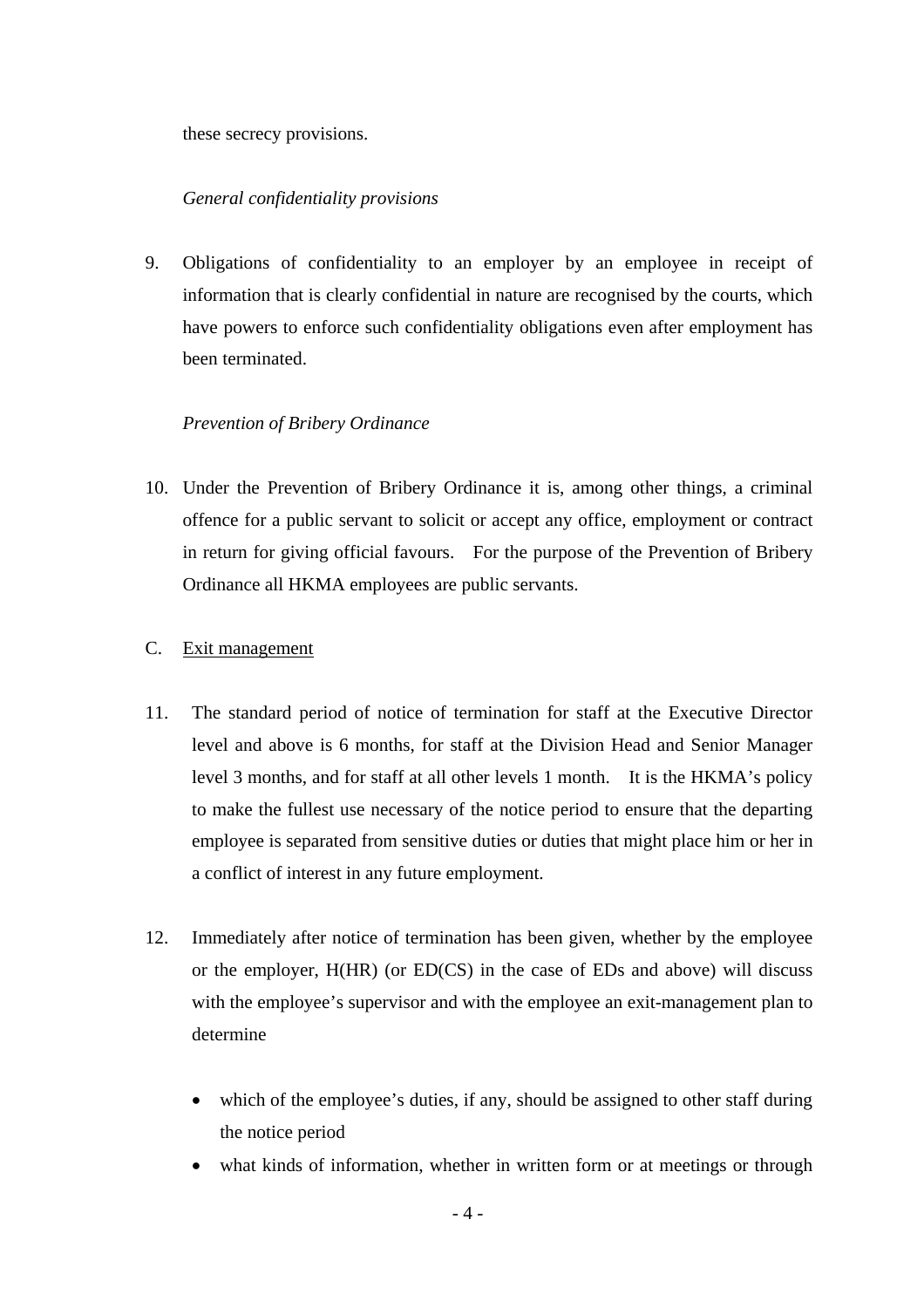these secrecy provisions.

*General confidentiality provisions*

9. Obligations of confidentiality to an employer by an employee in receipt of information that is clearly confidential in nature are recognised by the courts, which have powers to enforce such confidentiality obligations even after employment has been terminated.

*Prevention of Bribery Ordinance*

10. Under the Prevention of Bribery Ordinance it is, among other things, a criminal offence for a public servant to solicit or accept any office, employment or contract in return for giving official favours. For the purpose of the Prevention of Bribery Ordinance all HKMA employees are public servants.

## C. Exit management

11. The standard period of notice of termination for staff at the Executive Director level and above is 6 months, for staff at the Division Head and Senior Manager level 3 months, and for staff at all other levels 1 month. It is the HKMA's policy to make the fullest use necessary of the notice period to ensure that the departing employee is separated from sensitive duties or duties that might place him or her in a conflict of interest in any future employment.

12. Immediately after notice of termination has been given, whether by the employee or the employer, H(HR) (or ED(CS) in the case of EDs and above) will discuss with the employee's supervisor and with the employee an exit-management plan to determine

    - which of the employee's duties, if any, should be assigned to other staff during the notice period
    - what kinds of information, whether in written form or at meetings or through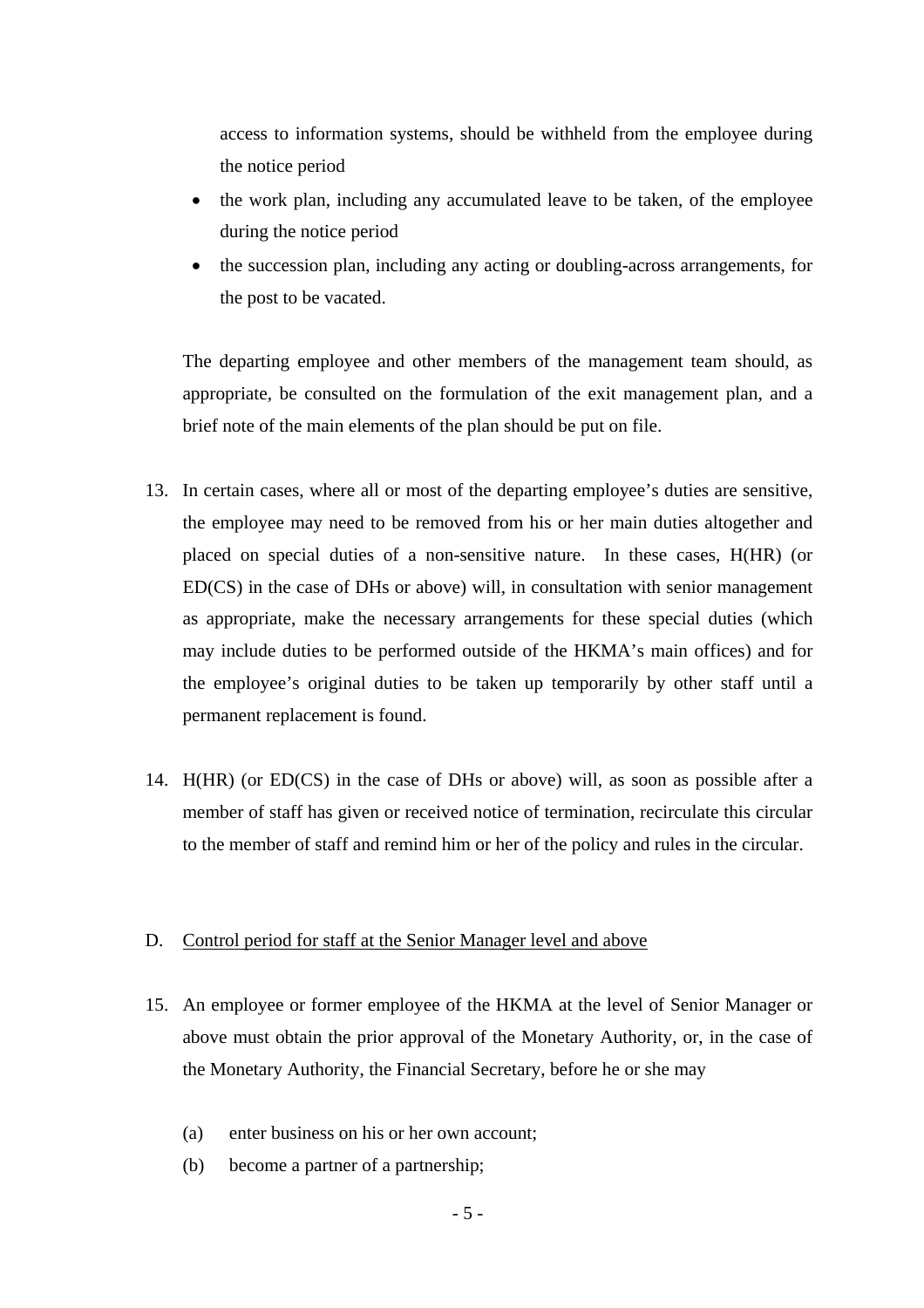access to information systems, should be withheld from the employee during the notice period

- the work plan, including any accumulated leave to be taken, of the employee during the notice period
- the succession plan, including any acting or doubling-across arrangements, for the post to be vacated.

The departing employee and other members of the management team should, as appropriate, be consulted on the formulation of the exit management plan, and a brief note of the main elements of the plan should be put on file.

13. In certain cases, where all or most of the departing employee's duties are sensitive, the employee may need to be removed from his or her main duties altogether and placed on special duties of a non-sensitive nature. In these cases, H(HR) (or ED(CS) in the case of DHs or above) will, in consultation with senior management as appropriate, make the necessary arrangements for these special duties (which may include duties to be performed outside of the HKMA's main offices) and for the employee's original duties to be taken up temporarily by other staff until a permanent replacement is found.

14. H(HR) (or ED(CS) in the case of DHs or above) will, as soon as possible after a member of staff has given or received notice of termination, recirculate this circular to the member of staff and remind him or her of the policy and rules in the circular.

## D. Control period for staff at the Senior Manager level and above

15. An employee or former employee of the HKMA at the level of Senior Manager or above must obtain the prior approval of the Monetary Authority, or, in the case of the Monetary Authority, the Financial Secretary, before he or she may

    (a) enter business on his or her own account;
    
    (b) become a partner of a partnership;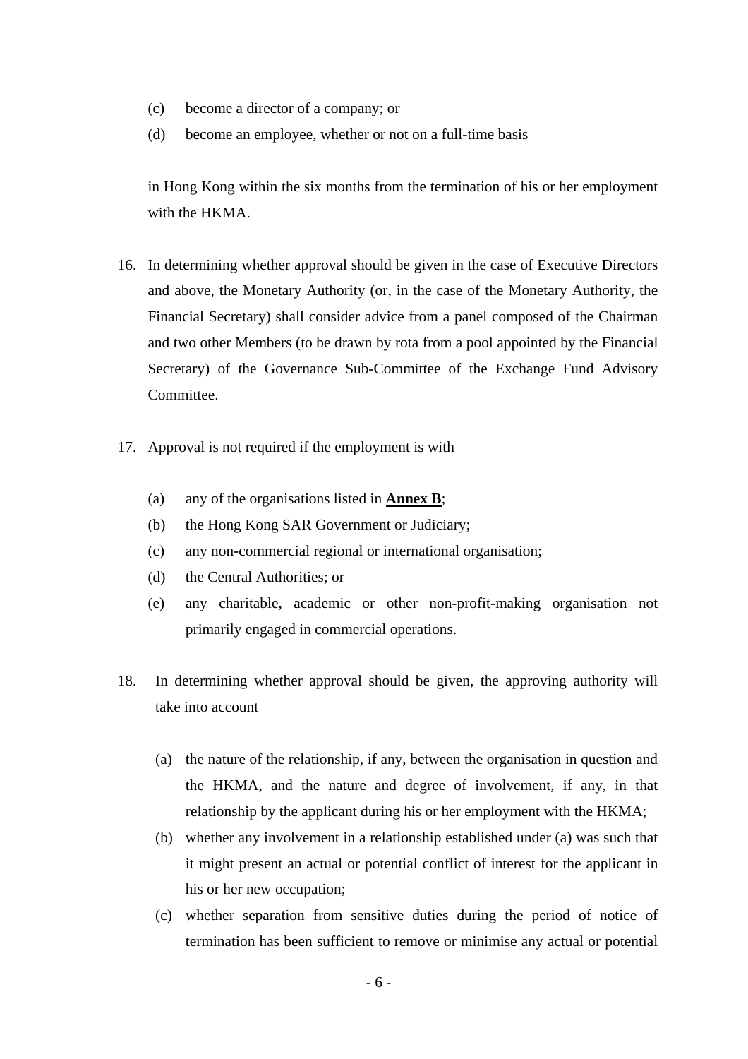(c) become a director of a company; or

(d) become an employee, whether or not on a full-time basis

in Hong Kong within the six months from the termination of his or her employment with the HKMA.

16. In determining whether approval should be given in the case of Executive Directors and above, the Monetary Authority (or, in the case of the Monetary Authority, the Financial Secretary) shall consider advice from a panel composed of the Chairman and two other Members (to be drawn by rota from a pool appointed by the Financial Secretary) of the Governance Sub-Committee of the Exchange Fund Advisory Committee.

17. Approval is not required if the employment is with

    (a) any of the organisations listed in **Annex B**;
    (b) the Hong Kong SAR Government or Judiciary;
    (c) any non-commercial regional or international organisation;
    (d) the Central Authorities; or
    (e) any charitable, academic or other non-profit-making organisation not primarily engaged in commercial operations.

18. In determining whether approval should be given, the approving authority will take into account

    (a) the nature of the relationship, if any, between the organisation in question and the HKMA, and the nature and degree of involvement, if any, in that relationship by the applicant during his or her employment with the HKMA;
    (b) whether any involvement in a relationship established under (a) was such that it might present an actual or potential conflict of interest for the applicant in his or her new occupation;
    (c) whether separation from sensitive duties during the period of notice of termination has been sufficient to remove or minimise any actual or potential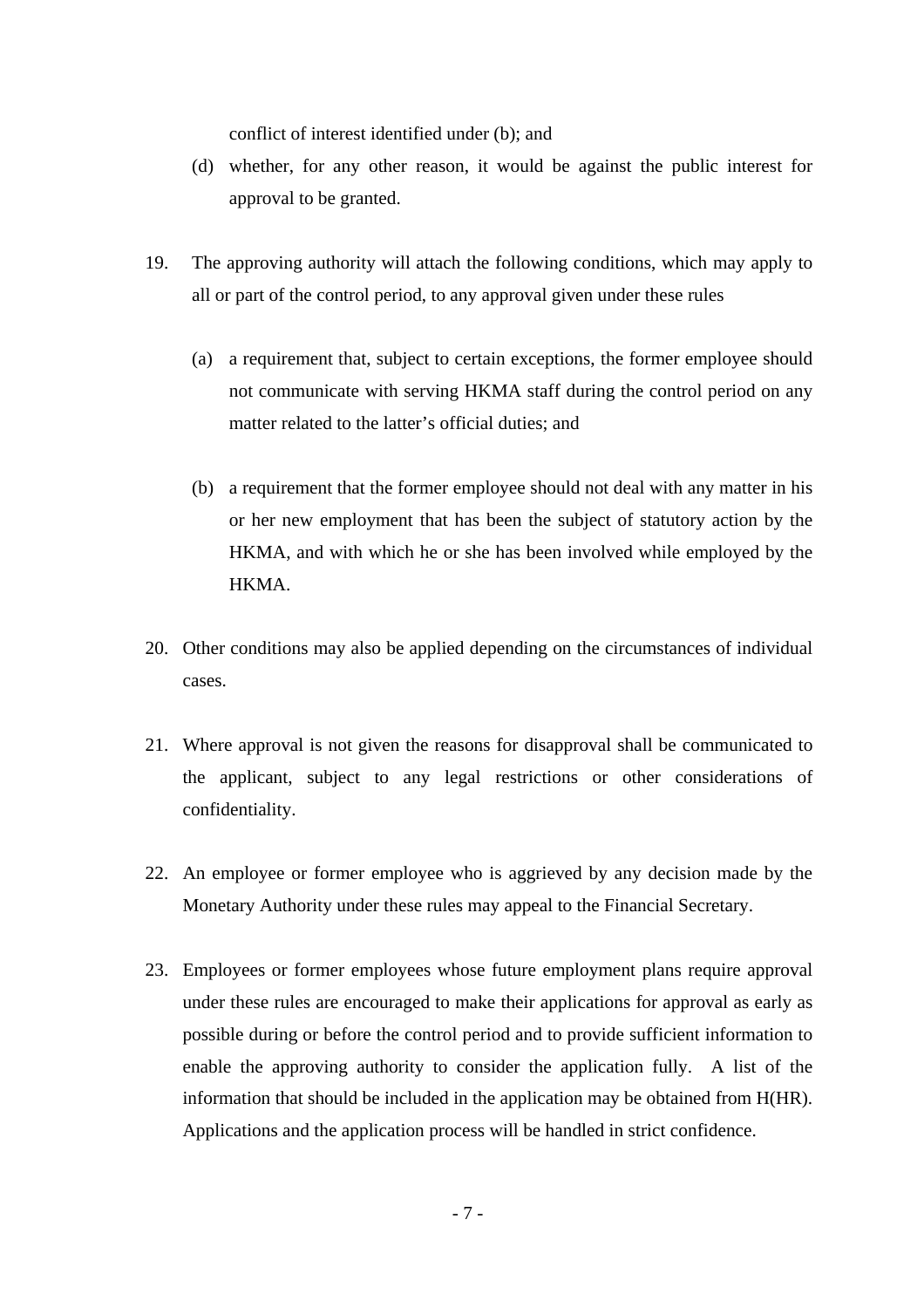conflict of interest identified under (b); and

(d) whether, for any other reason, it would be against the public interest for approval to be granted.

19. The approving authority will attach the following conditions, which may apply to all or part of the control period, to any approval given under these rules

    (a) a requirement that, subject to certain exceptions, the former employee should not communicate with serving HKMA staff during the control period on any matter related to the latter's official duties; and

    (b) a requirement that the former employee should not deal with any matter in his or her new employment that has been the subject of statutory action by the HKMA, and with which he or she has been involved while employed by the HKMA.

20. Other conditions may also be applied depending on the circumstances of individual cases.

21. Where approval is not given the reasons for disapproval shall be communicated to the applicant, subject to any legal restrictions or other considerations of confidentiality.

22. An employee or former employee who is aggrieved by any decision made by the Monetary Authority under these rules may appeal to the Financial Secretary.

23. Employees or former employees whose future employment plans require approval under these rules are encouraged to make their applications for approval as early as possible during or before the control period and to provide sufficient information to enable the approving authority to consider the application fully. A list of the information that should be included in the application may be obtained from H(HR). Applications and the application process will be handled in strict confidence.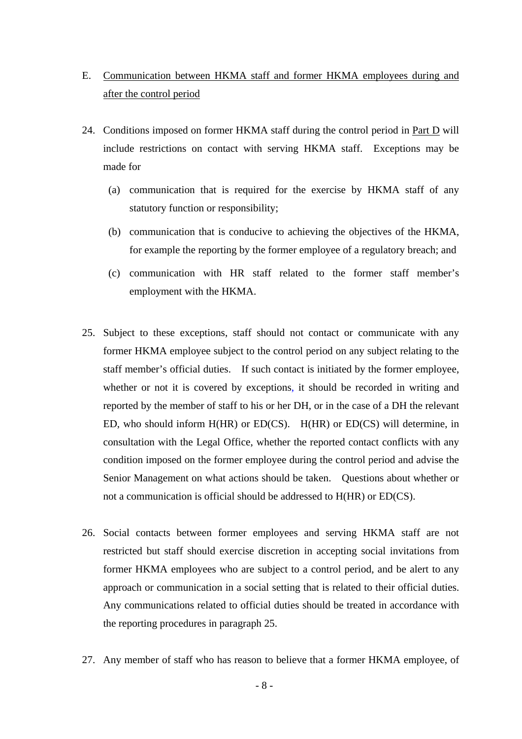E. Communication between HKMA staff and former HKMA employees during and after the control period

24. Conditions imposed on former HKMA staff during the control period in Part D will include restrictions on contact with serving HKMA staff. Exceptions may be made for

    (a) communication that is required for the exercise by HKMA staff of any statutory function or responsibility;

    (b) communication that is conducive to achieving the objectives of the HKMA, for example the reporting by the former employee of a regulatory breach; and

    (c) communication with HR staff related to the former staff member's employment with the HKMA.

25. Subject to these exceptions, staff should not contact or communicate with any former HKMA employee subject to the control period on any subject relating to the staff member's official duties. If such contact is initiated by the former employee, whether or not it is covered by exceptions, it should be recorded in writing and reported by the member of staff to his or her DH, or in the case of a DH the relevant ED, who should inform H(HR) or ED(CS). H(HR) or ED(CS) will determine, in consultation with the Legal Office, whether the reported contact conflicts with any condition imposed on the former employee during the control period and advise the Senior Management on what actions should be taken. Questions about whether or not a communication is official should be addressed to H(HR) or ED(CS).

26. Social contacts between former employees and serving HKMA staff are not restricted but staff should exercise discretion in accepting social invitations from former HKMA employees who are subject to a control period, and be alert to any approach or communication in a social setting that is related to their official duties. Any communications related to official duties should be treated in accordance with the reporting procedures in paragraph 25.

27. Any member of staff who has reason to believe that a former HKMA employee, of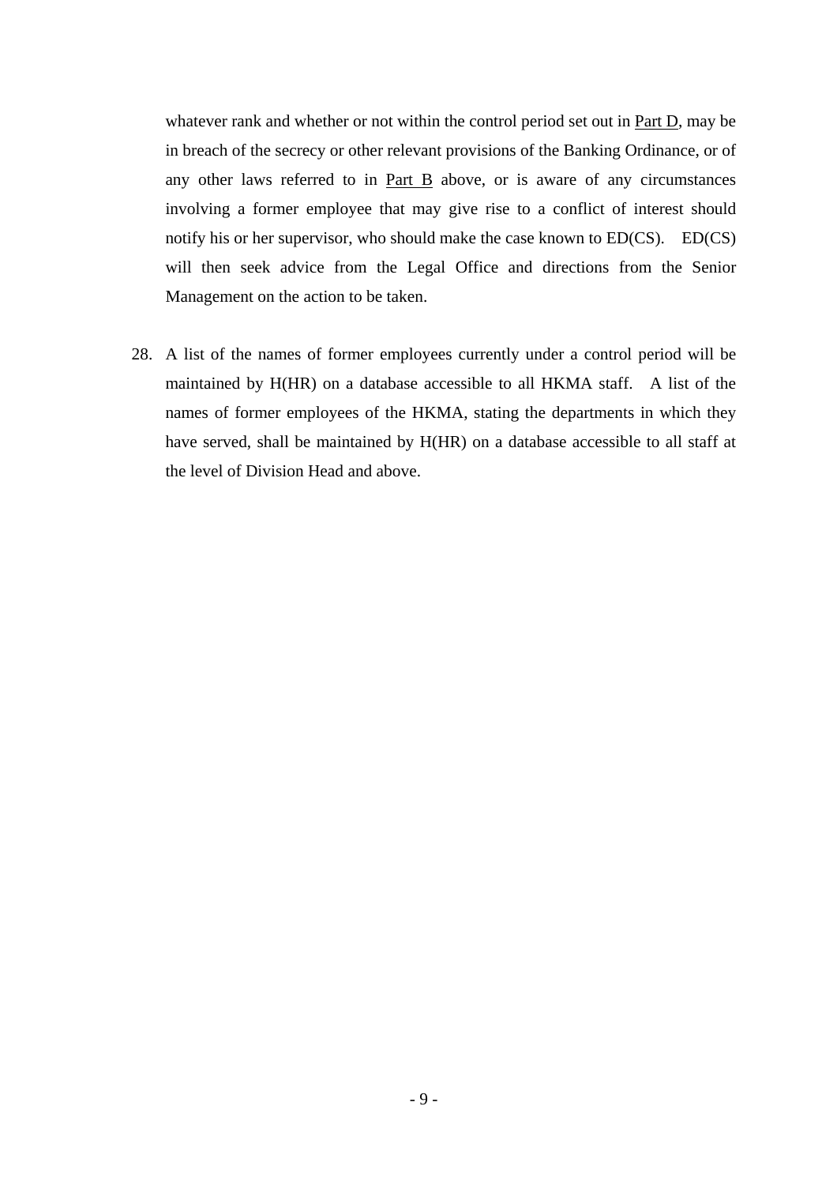whatever rank and whether or not within the control period set out in Part D, may be in breach of the secrecy or other relevant provisions of the Banking Ordinance, or of any other laws referred to in Part B above, or is aware of any circumstances involving a former employee that may give rise to a conflict of interest should notify his or her supervisor, who should make the case known to ED(CS). ED(CS) will then seek advice from the Legal Office and directions from the Senior Management on the action to be taken.

28. A list of the names of former employees currently under a control period will be maintained by H(HR) on a database accessible to all HKMA staff. A list of the names of former employees of the HKMA, stating the departments in which they have served, shall be maintained by H(HR) on a database accessible to all staff at the level of Division Head and above.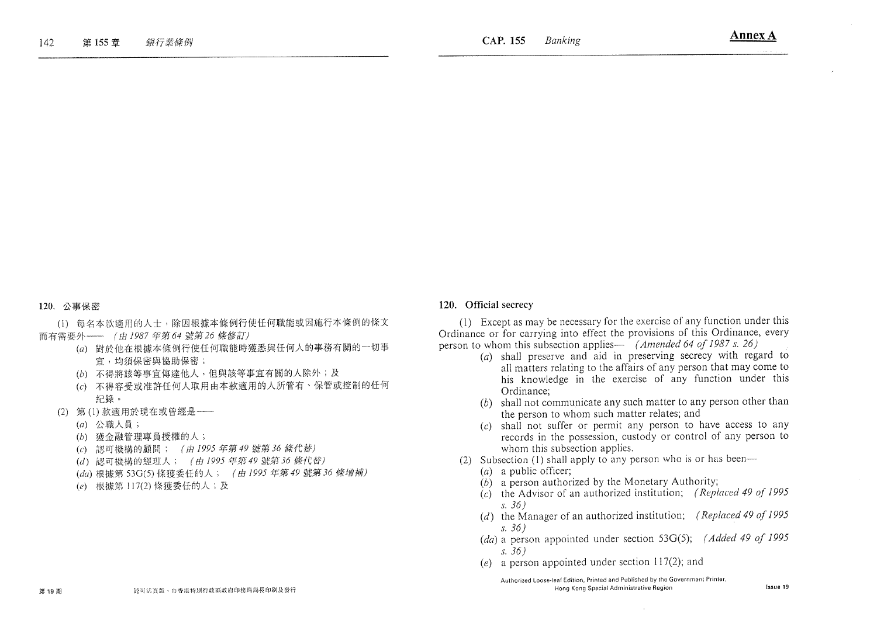**Annex A**

## 120. 公事保密

(1) 每名本款適用的人士，除因根據本條例行使任何職能或因施行本條例的條文而有需要外—— *(由 1987 年第 64 號第 26 條修訂)*

- (*a*) 對於他在根據本條例行使任何職能時獲悉與任何人的事務有關的一切事宜，均須保密與協助保密；
- (*b*) 不得將該等事宜傳達他人，但與該等事宜有關的人除外；及
- (*c*) 不得容受或准許任何人取用由本款適用的人所管有、保管或控制的任何紀錄。

(2) 第 (1) 款適用於現在或曾經是——

- (*a*) 公職人員；
- (*b*) 獲金融管理專員授權的人；
- (*c*) 認可機構的顧問； *(由 1995 年第 49 號第 36 條代替)*
- (*d*) 認可機構的經理人； *(由 1995 年第 49 號第 36 條代替)*
- (*da*) 根據第 53G(5) 條獲委任的人； *(由 1995 年第 49 號第 36 條增補)*
- (*e*) 根據第 117(2) 條獲委任的人；及

## 120. Official secrecy

(1) Except as may be necessary for the exercise of any function under this Ordinance or for carrying into effect the provisions of this Ordinance, every person to whom this subsection applies— *(Amended 64 of 1987 s. 26)*

- (*a*) shall preserve and aid in preserving secrecy with regard to all matters relating to the affairs of any person that may come to his knowledge in the exercise of any function under this Ordinance;
- (*b*) shall not communicate any such matter to any person other than the person to whom such matter relates; and
- (*c*) shall not suffer or permit any person to have access to any records in the possession, custody or control of any person to whom this subsection applies.

(2) Subsection (1) shall apply to any person who is or has been—

- (*a*) a public officer;
- (*b*) a person authorized by the Monetary Authority;
- (*c*) the Advisor of an authorized institution; *(Replaced 49 of 1995 s. 36)*
- (*d*) the Manager of an authorized institution; *(Replaced 49 of 1995 s. 36)*
- (*da*) a person appointed under section 53G(5); *(Added 49 of 1995 s. 36)*
- (*e*) a person appointed under section 117(2); and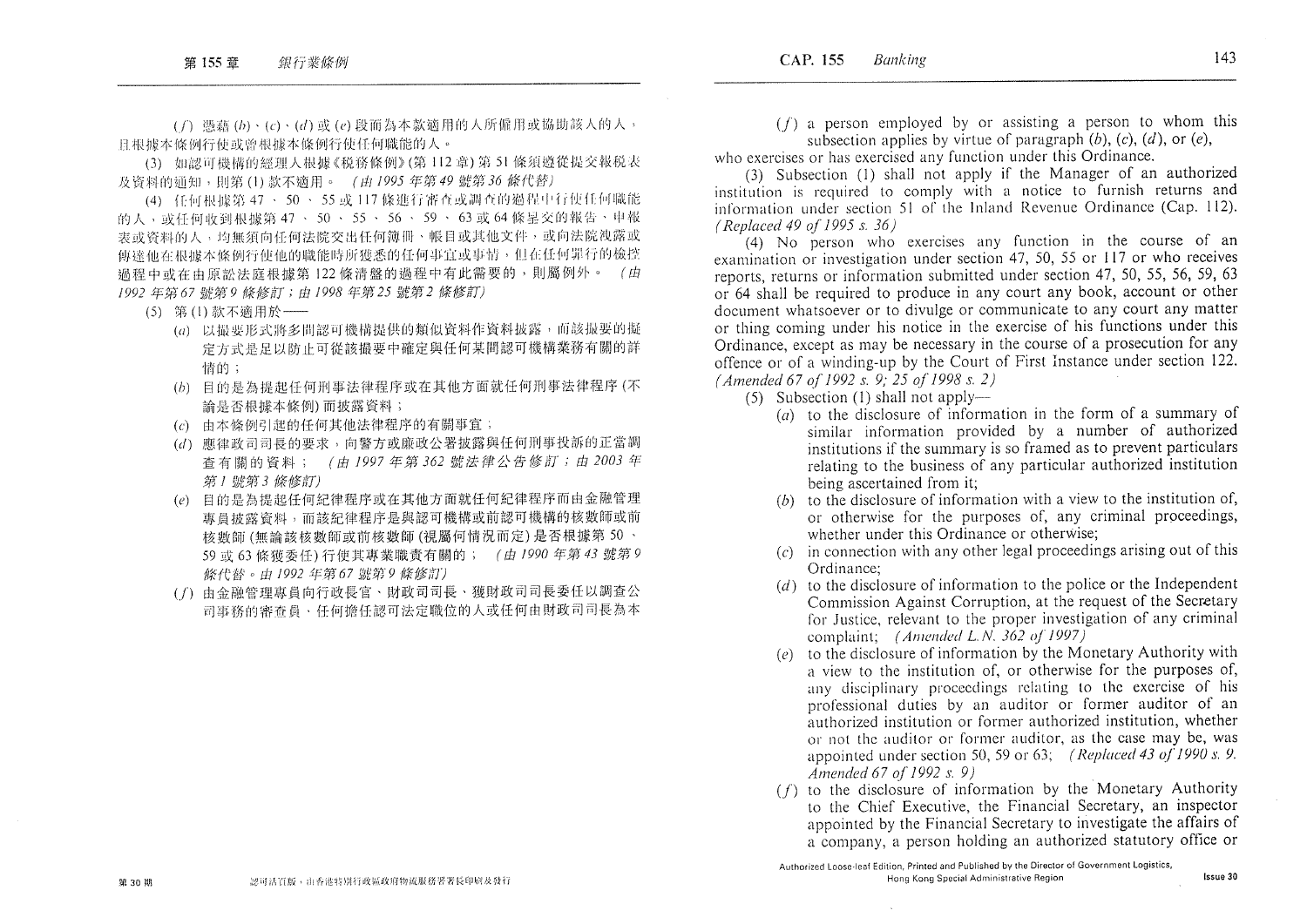(*f*) 憑藉 (*b*)、(*c*)、(*d*) 或 (*e*) 段而為本款適用的人所僱用或協助該人的人，

且根據本條例行使或曾根據本條例行使任何職能的人。

(3) 如認可機構的經理人根據《稅務條例》(第 112 章) 第 51 條須遵從提交報稅表及資料的通知，則第 (1) 款不適用。 *(由 1995 年第 49 號第 36 條代替)*

(4) 任何根據第 47、50、55 或 117 條進行審查或調查的過程中行使任何職能的人，或任何收到根據第 47、50、55、56、59、63 或 64 條呈交的報告、申報表或資料的人，均無須向任何法院交出任何簿冊、帳目或其他文件，或向法院披露或傳達他在根據本條例行使他的職能時所獲悉的任何事宜或事情，但在任何罪行的檢控過程中或在由原訟法庭根據第 122 條清盤的過程中有此需要的，則屬例外。 *(由 1992 年第 67 號第 9 條修訂；由 1998 年第 25 號第 2 條修訂)*

(5) 第 (1) 款不適用於——

(*a*) 以撮要形式將多間認可機構提供的類似資料作資料披露，而該撮要的擬定方式是足以防止可從該撮要中確定與任何某間認可機構業務有關的詳情的；

(*b*) 目的是為提起任何刑事法律程序或在其他方面就任何刑事法律程序 (不論是否根據本條例) 而披露資料；

(*c*) 由本條例引起的任何其他法律程序的有關事宜；

(*d*) 應律政司司長的要求，向警方或廉政公署披露與任何刑事投訴的正當調查有關的資料； *(由 1997 年第 362 號法律公告修訂；由 2003 年第 1 號第 3 條修訂)*

(*e*) 目的是為提起任何紀律程序或在其他方面就任何紀律程序而由金融管理專員披露資料，而該紀律程序是與認可機構或前認可機構的核數師或前核數師 (無論該核數師或前核數師 (視屬何情況而定) 是否根據第 50、59 或 63 條獲委任) 行使其專業職責有關的； *(由 1990 年第 43 號第 9 條代替。由 1992 年第 67 號第 9 條修訂)*

(*f*) 由金融管理專員向行政長官、財政司司長、獲財政司司長委任以調查公司事務的審查員、任何擔任認可法定職位的人或任何由財政司司長為本

(*f*) a person employed by or assisting a person to whom this subsection applies by virtue of paragraph (*b*), (*c*), (*d*), or (*e*),

who exercises or has exercised any function under this Ordinance.

(3) Subsection (1) shall not apply if the Manager of an authorized institution is required to comply with a notice to furnish returns and information under section 51 of the Inland Revenue Ordinance (Cap. 112). *(Replaced 49 of 1995 s. 36)*

(4) No person who exercises any function in the course of an examination or investigation under section 47, 50, 55 or 117 or who receives reports, returns or information submitted under section 47, 50, 55, 56, 59, 63 or 64 shall be required to produce in any court any book, account or other document whatsoever or to divulge or communicate to any court any matter or thing coming under his notice in the exercise of his functions under this Ordinance, except as may be necessary in the course of a prosecution for any offence or of a winding-up by the Court of First Instance under section 122. *(Amended 67 of 1992 s. 9; 25 of 1998 s. 2)*

(5) Subsection (1) shall not apply—

(*a*) to the disclosure of information in the form of a summary of similar information provided by a number of authorized institutions if the summary is so framed as to prevent particulars relating to the business of any particular authorized institution being ascertained from it;

(*b*) to the disclosure of information with a view to the institution of, or otherwise for the purposes of, any criminal proceedings, whether under this Ordinance or otherwise;

(*c*) in connection with any other legal proceedings arising out of this Ordinance;

(*d*) to the disclosure of information to the police or the Independent Commission Against Corruption, at the request of the Secretary for Justice, relevant to the proper investigation of any criminal complaint; *(Amended L.N. 362 of 1997)*

(*e*) to the disclosure of information by the Monetary Authority with a view to the institution of, or otherwise for the purposes of, any disciplinary proceedings relating to the exercise of his professional duties by an auditor or former auditor of an authorized institution or former authorized institution, whether or not the auditor or former auditor, as the case may be, was appointed under section 50, 59 or 63; *(Replaced 43 of 1990 s. 9. Amended 67 of 1992 s. 9)*

(*f*) to the disclosure of information by the Monetary Authority to the Chief Executive, the Financial Secretary, an inspector appointed by the Financial Secretary to investigate the affairs of a company, a person holding an authorized statutory office or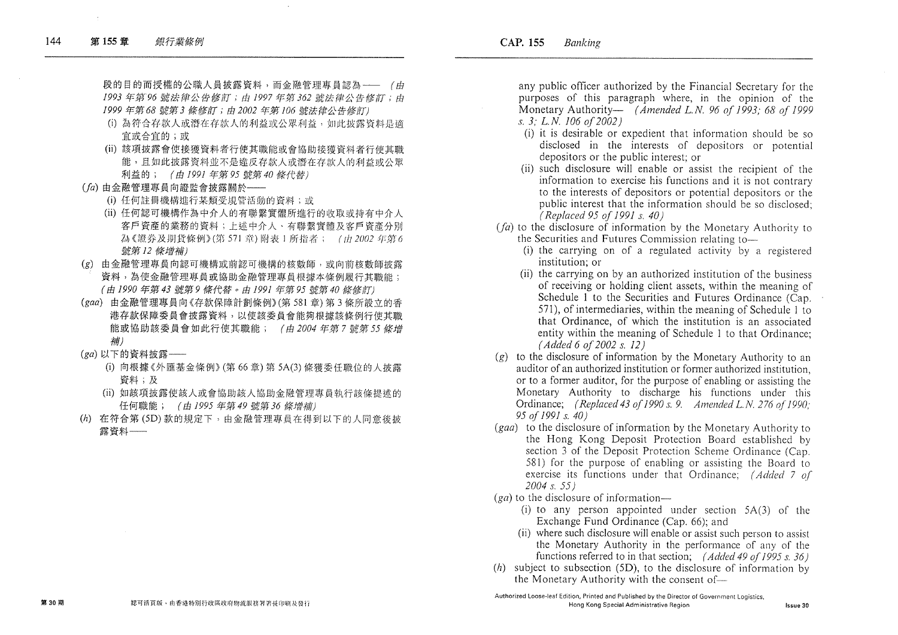段的目的而授權的公職人員披露資料，而金融管理專員認為—— *(由 1993 年第 96 號法律公告修訂；由 1997 年第 362 號法律公告修訂；由 1999 年第 68 號第 3 條修訂；由 2002 年第 106 號法律公告修訂)*

(i) 為符合存款人或潛在存款人的利益或公眾利益，如此披露資料是適宜或合宜的；或

(ii) 該項披露會使接獲資料者行使其職能或會協助接獲資料者行使其職能，且如此披露資料並不是違反存款人或潛在存款人的利益或公眾利益的； *(由 1991 年第 95 號第 40 條代替)*

(*fa*) 由金融管理專員向證監會披露關於——

(i) 任何註冊機構進行某類受規管活動的資料；或

(ii) 任何認可機構作為中介人的有聯繫實體所進行的收取或持有中介人客戶資產的業務的資料；上述中介人、有聯繫實體及客戶資產分別為《證券及期貨條例》(第 571 章) 附表 1 所指者； *(由 2002 年第 6 號第 12 條增補)*

(*g*) 由金融管理專員向認可機構或前認可機構的核數師，或向前核數師披露資料，為使金融管理專員或協助金融管理專員根據本條例履行其職能； *(由 1990 年第 43 號第 9 條代替。由 1991 年第 95 號第 40 條修訂)*

(*gaa*) 由金融管理專員向《存款保障計劃條例》(第 581 章) 第 3 條所設立的香港存款保障委員會披露資料，以使該委員會能夠根據該條例行使其職能或協助該委員會如此行使其職能； *(由 2004 年第 7 號第 55 條增補)*

(*ga*) 以下的資料披露——

(i) 向根據《外匯基金條例》(第 66 章) 第 5A(3) 條獲委任職位的人披露資料；及

(ii) 如該項披露使該人或會協助該人協助金融管理專員執行該條提述的任何職能； *(由 1995 年第 49 號第 36 條增補)*

(*h*) 在符合第 (5D) 款的規定下，由金融管理專員在得到以下的人同意後披露資料——

any public officer authorized by the Financial Secretary for the purposes of this paragraph where, in the opinion of the Monetary Authority— *(Amended L.N. 96 of 1993; 68 of 1999 s. 3; L.N. 106 of 2002)*

(i) it is desirable or expedient that information should be so disclosed in the interests of depositors or potential depositors or the public interest; or

(ii) such disclosure will enable or assist the recipient of the information to exercise his functions and it is not contrary to the interests of depositors or potential depositors or the public interest that the information should be so disclosed; *(Replaced 95 of 1991 s. 40)*

(*fa*) to the disclosure of information by the Monetary Authority to the Securities and Futures Commission relating to—

(i) the carrying on of a regulated activity by a registered institution; or

(ii) the carrying on by an authorized institution of the business of receiving or holding client assets, within the meaning of Schedule 1 to the Securities and Futures Ordinance (Cap. 571), of intermediaries, within the meaning of Schedule 1 to that Ordinance, of which the institution is an associated entity within the meaning of Schedule 1 to that Ordinance; *(Added 6 of 2002 s. 12)*

(*g*) to the disclosure of information by the Monetary Authority to an auditor of an authorized institution or former authorized institution, or to a former auditor, for the purpose of enabling or assisting the Monetary Authority to discharge his functions under this Ordinance; *(Replaced 43 of 1990 s. 9. Amended L.N. 276 of 1990; 95 of 1991 s. 40)*

(*gaa*) to the disclosure of information by the Monetary Authority to the Hong Kong Deposit Protection Board established by section 3 of the Deposit Protection Scheme Ordinance (Cap. 581) for the purpose of enabling or assisting the Board to exercise its functions under that Ordinance; *(Added 7 of 2004 s. 55)*

(*ga*) to the disclosure of information—

(i) to any person appointed under section 5A(3) of the Exchange Fund Ordinance (Cap. 66); and

(ii) where such disclosure will enable or assist such person to assist the Monetary Authority in the performance of any of the functions referred to in that section; *(Added 49 of 1995 s. 36)*

(*h*) subject to subsection (5D), to the disclosure of information by the Monetary Authority with the consent of—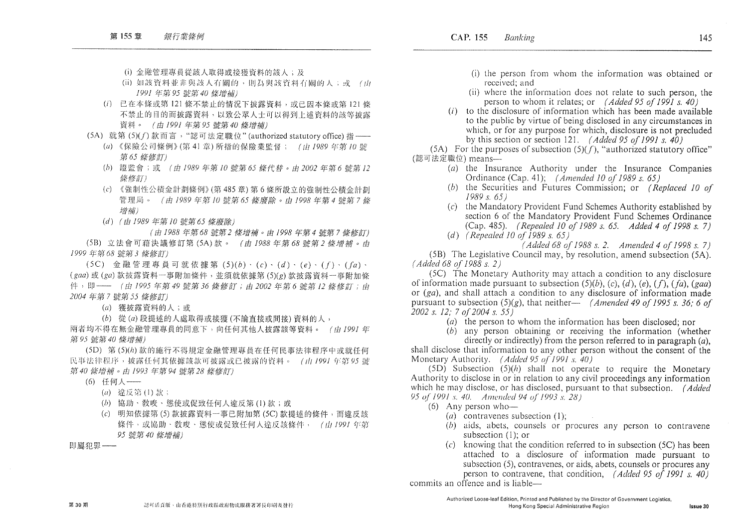(i) 金融管理專員從該人取得或接獲資料的該人；及

(ii) 如該資料並非與該人有關的，則為與該資料有關的人；或 *(由1991年第95號第40條增補)*

(*i*) 已在本條或第121條不禁止的情況下披露資料，或已因本條或第121條不禁止的目的而披露資料，以致公眾人士可以得到上述資料的該等披露資料。 *(由1991年第95號第40條增補)*

(5A) 就第(5)(*f*)款而言，"認可法定職位" (authorized statutory office) 指——

(*a*) 《保險公司條例》(第41章) 所指的保險業監督； *(由1989年第10號第65條修訂)*

(*b*) 證監會；或 *(由1989年第10號第65條代替。由2002年第6號第12條修訂)*

(*c*) 《強制性公積金計劃條例》(第485章) 第6條所設立的強制性公積金計劃管理局。 *(由1989年第10號第65條廢除。由1998年第4號第7條增補)*

(*d*) *(由1989年第10號第65條廢除)*

*(由1988年第68號第2條增補。由1998年第4號第7條修訂)*

(5B) 立法會可藉決議修訂第(5A)款。 *(由1988年第68號第2條增補。由1999年第68號第3條修訂)*

(5C) 金融管理專員可就依據第(5)(*b*)、(*c*)、(*d*)、(*e*)、(*f*)、(*fa*)、(*gaa*)或(*ga*)款披露資料一事附加條件，並須就依據第(5)(*g*)款披露資料一事附加條件，即—— *(由1995年第49號第36條修訂；由2002年第6號第12條修訂；由2004年第7號第55條修訂)*

(*a*) 獲披露資料的人；或

(*b*) 從(*a*)段提述的人處取得或接獲(不論直接或間接)資料的人，

兩者均不得在無金融管理專員的同意下，向任何其他人披露該等資料。 *(由1991年第95號第40條增補)*

(5D) 第(5)(*h*)款的施行不得規定金融管理專員在任何民事法律程序中或就任何民事法律程序，披露任何其依據該款可披露或已披露的資料。 *(由1991年第95號第40條增補。由1993年第94號第28條修訂)*

(6) 任何人——

(*a*) 違反第(1)款；

(*b*) 協助、教唆、慫使或促致任何人違反第(1)款；或

(*c*) 明知依據第(5)款披露資料一事已附加第(5C)款提述的條件，而違反該條件，或協助、教唆、慫使或促致任何人違反該條件， *(由1991年第95號第40條增補)*

即屬犯罪——

(i) the person from whom the information was obtained or received; and

(ii) where the information does not relate to such person, the person to whom it relates; or *(Added 95 of 1991 s. 40)*

(*i*) to the disclosure of information which has been made available to the public by virtue of being disclosed in any circumstances in which, or for any purpose for which, disclosure is not precluded by this section or section 121. *(Added 95 of 1991 s. 40)*

(5A) For the purposes of subsection (5)(*f*), "authorized statutory office" (認可法定職位) means—

(*a*) the Insurance Authority under the Insurance Companies Ordinance (Cap. 41); *(Amended 10 of 1989 s. 65)*

(*b*) the Securities and Futures Commission; or *(Replaced 10 of 1989 s. 65)*

(*c*) the Mandatory Provident Fund Schemes Authority established by section 6 of the Mandatory Provident Fund Schemes Ordinance (Cap. 485). *(Repealed 10 of 1989 s. 65. Added 4 of 1998 s. 7)*

(*d*) *(Repealed 10 of 1989 s. 65)*

*(Added 68 of 1988 s. 2. Amended 4 of 1998 s. 7)*

(5B) The Legislative Council may, by resolution, amend subsection (5A). *(Added 68 of 1988 s. 2)*

(5C) The Monetary Authority may attach a condition to any disclosure of information made pursuant to subsection (5)(*b*), (*c*), (*d*), (*e*), (*f*), (*fa*), (*gaa*) or (*ga*), and shall attach a condition to any disclosure of information made pursuant to subsection (5)(*g*), that neither— *(Amended 49 of 1995 s. 36; 6 of 2002 s. 12; 7 of 2004 s. 55)*

(*a*) the person to whom the information has been disclosed; nor

(*b*) any person obtaining or receiving the information (whether directly or indirectly) from the person referred to in paragraph (*a*),

shall disclose that information to any other person without the consent of the Monetary Authority. *(Added 95 of 1991 s. 40)*

(5D) Subsection (5)(*h*) shall not operate to require the Monetary Authority to disclose in or in relation to any civil proceedings any information which he may disclose, or has disclosed, pursuant to that subsection. *(Added 95 of 1991 s. 40. Amended 94 of 1993 s. 28)*

(6) Any person who—

(*a*) contravenes subsection (1);

(*b*) aids, abets, counsels or procures any person to contravene subsection (1); or

(*c*) knowing that the condition referred to in subsection (5C) has been attached to a disclosure of information made pursuant to subsection (5), contravenes, or aids, abets, counsels or procures any person to contravene, that condition, *(Added 95 of 1991 s. 40)*

commits an offence and is liable—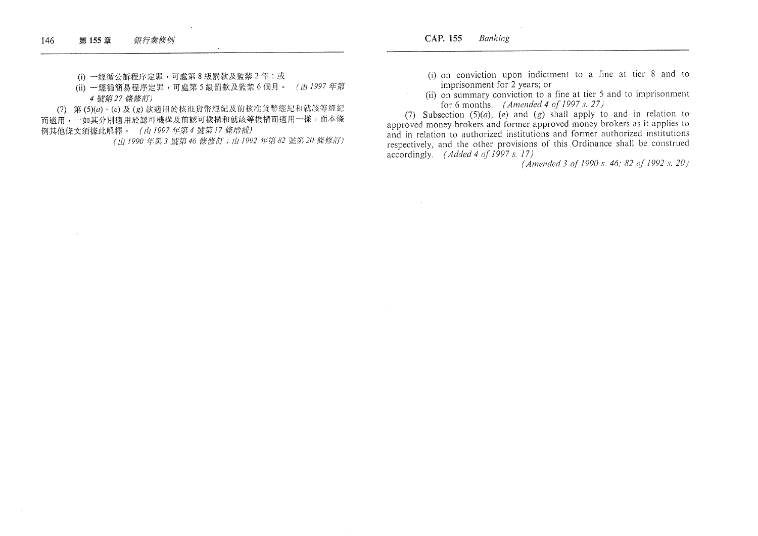(i) 一經循公訴程序定罪，可處第 8 級罰款及監禁 2 年；或

(ii) 一經循簡易程序定罪，可處第 5 級罰款及監禁 6 個月。 *(由 1997 年第 4 號第 27 條修訂)*

(7) 第 (5)(*a*)、(*e*) 及 (*g*) 款適用於核准貨幣經紀及前核准貨幣經紀和就該等經紀而適用，一如其分別適用於認可機構及前認可機構和就該等機構而適用一樣，而本條例其他條文須據此解釋。 *(由 1997 年第 4 號第 17 條增補)*

*(由 1990 年第 3 號第 46 條修訂；由 1992 年第 82 號第 20 條修訂)*

(i) on conviction upon indictment to a fine at tier 8 and to imprisonment for 2 years; or

(ii) on summary conviction to a fine at tier 5 and to imprisonment for 6 months. *(Amended 4 of 1997 s. 27)*

(7) Subsection (5)(*a*), (*e*) and (*g*) shall apply to and in relation to approved money brokers and former approved money brokers as it applies to and in relation to authorized institutions and former authorized institutions respectively, and the other provisions of this Ordinance shall be construed accordingly. *(Added 4 of 1997 s. 17)*

*(Amended 3 of 1990 s. 46; 82 of 1992 s. 20)*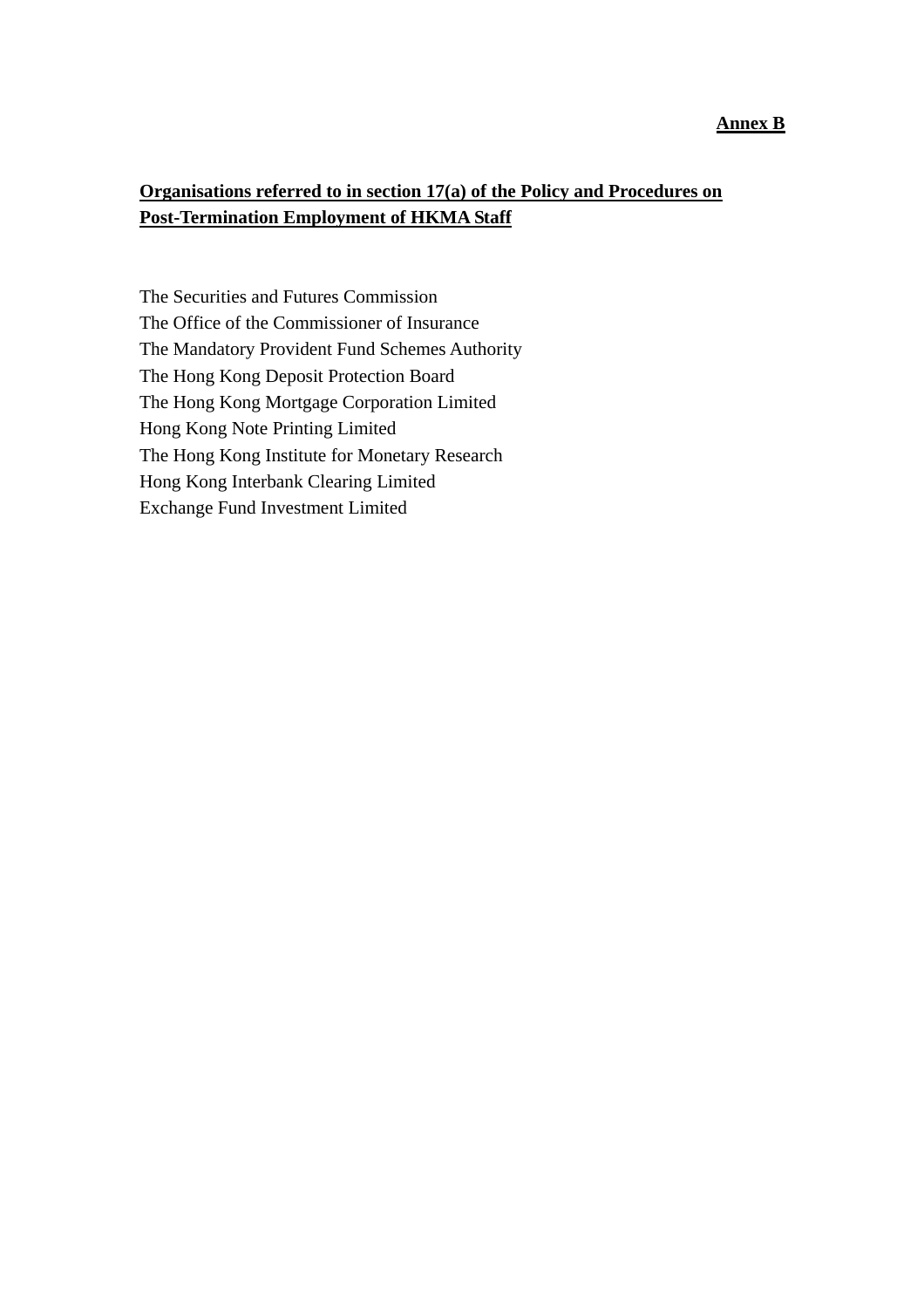**Annex B**

## Organisations referred to in section 17(a) of the Policy and Procedures on Post-Termination Employment of HKMA Staff

The Securities and Futures Commission
The Office of the Commissioner of Insurance
The Mandatory Provident Fund Schemes Authority
The Hong Kong Deposit Protection Board
The Hong Kong Mortgage Corporation Limited
Hong Kong Note Printing Limited
The Hong Kong Institute for Monetary Research
Hong Kong Interbank Clearing Limited
Exchange Fund Investment Limited